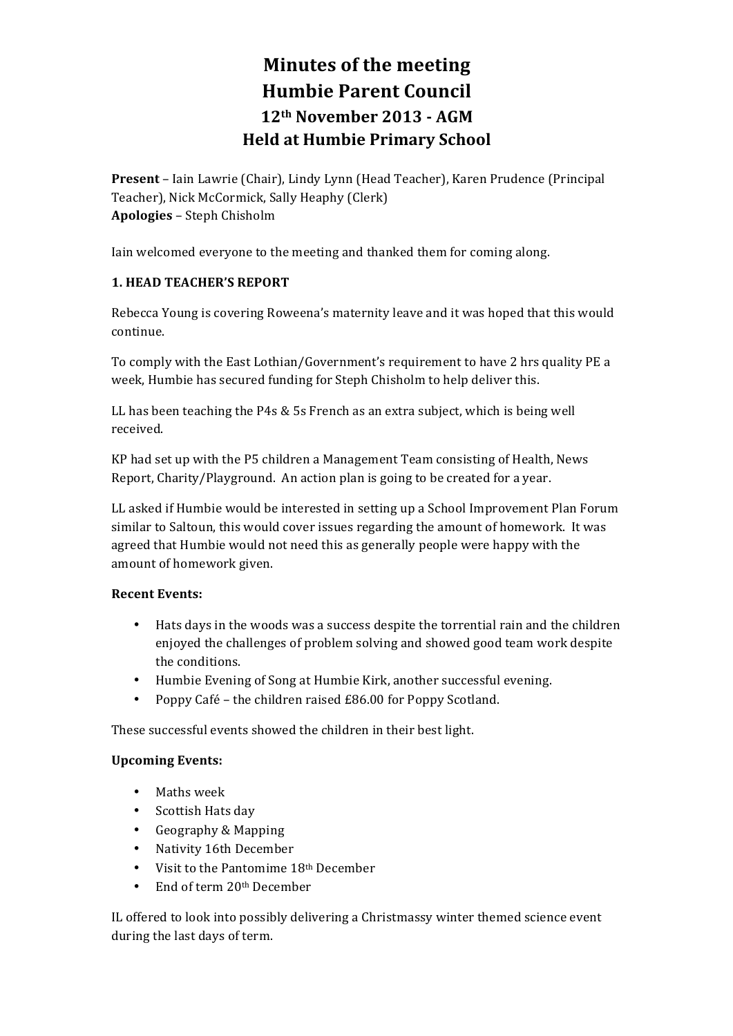# Minutes of the meeting
# Humbie Parent Council
## 12th November 2013 - AGM
## Held at Humbie Primary School

**Present** – Iain Lawrie (Chair), Lindy Lynn (Head Teacher), Karen Prudence (Principal Teacher), Nick McCormick, Sally Heaphy (Clerk)
**Apologies** – Steph Chisholm

Iain welcomed everyone to the meeting and thanked them for coming along.

### 1. HEAD TEACHER'S REPORT

Rebecca Young is covering Roweena's maternity leave and it was hoped that this would continue.

To comply with the East Lothian/Government's requirement to have 2 hrs quality PE a week, Humbie has secured funding for Steph Chisholm to help deliver this.

LL has been teaching the P4s & 5s French as an extra subject, which is being well received.

KP had set up with the P5 children a Management Team consisting of Health, News Report, Charity/Playground. An action plan is going to be created for a year.

LL asked if Humbie would be interested in setting up a School Improvement Plan Forum similar to Saltoun, this would cover issues regarding the amount of homework. It was agreed that Humbie would not need this as generally people were happy with the amount of homework given.

**Recent Events:**

- Hats days in the woods was a success despite the torrential rain and the children enjoyed the challenges of problem solving and showed good team work despite the conditions.
- Humbie Evening of Song at Humbie Kirk, another successful evening.
- Poppy Café – the children raised £86.00 for Poppy Scotland.

These successful events showed the children in their best light.

**Upcoming Events:**

- Maths week
- Scottish Hats day
- Geography & Mapping
- Nativity 16th December
- Visit to the Pantomime 18th December
- End of term 20th December

IL offered to look into possibly delivering a Christmassy winter themed science event during the last days of term.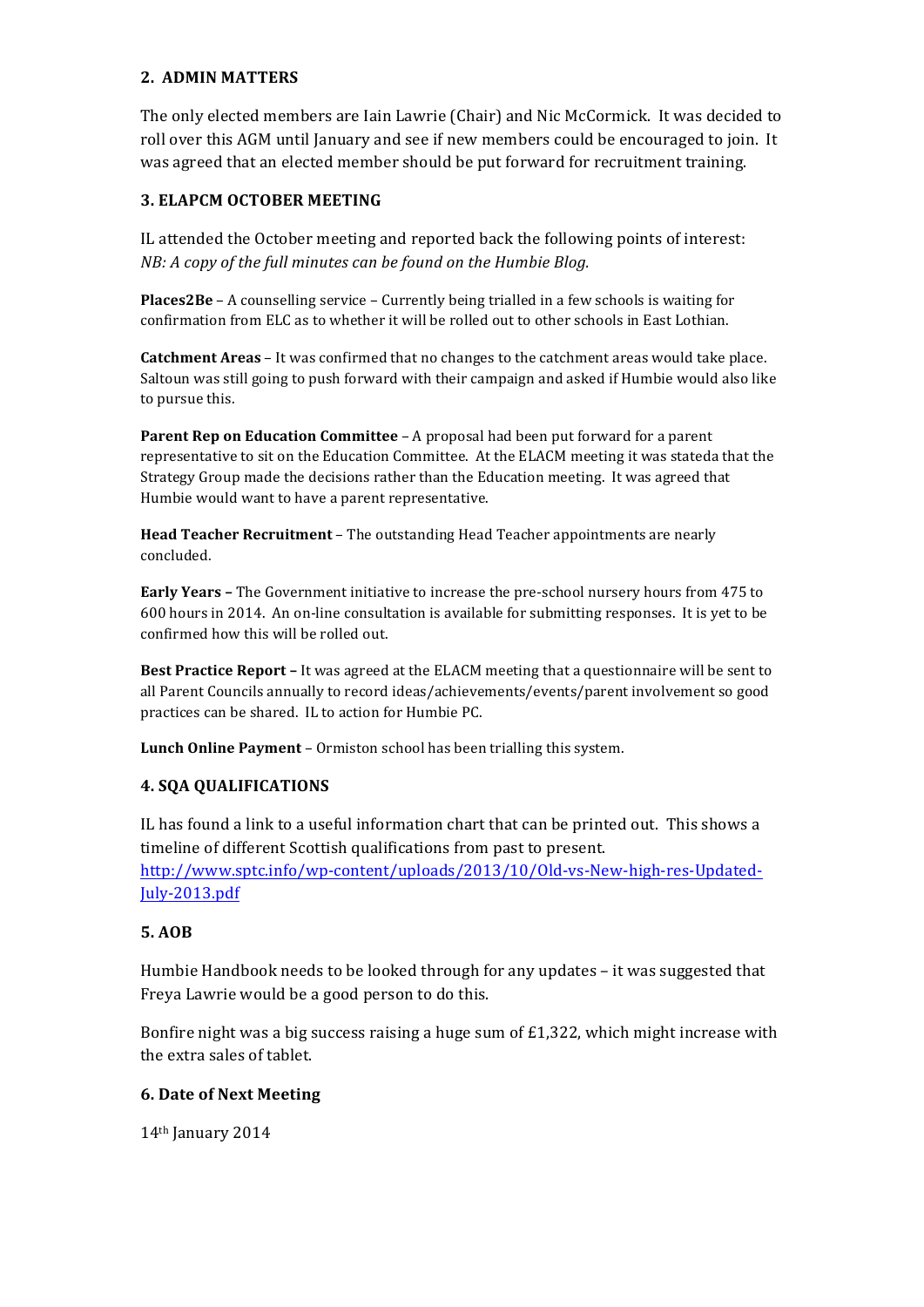## 2. ADMIN MATTERS

The only elected members are Iain Lawrie (Chair) and Nic McCormick. It was decided to roll over this AGM until January and see if new members could be encouraged to join. It was agreed that an elected member should be put forward for recruitment training.

## 3. ELAPCM OCTOBER MEETING

IL attended the October meeting and reported back the following points of interest:
*NB: A copy of the full minutes can be found on the Humbie Blog.*

**Places2Be** – A counselling service – Currently being trialled in a few schools is waiting for confirmation from ELC as to whether it will be rolled out to other schools in East Lothian.

**Catchment Areas** – It was confirmed that no changes to the catchment areas would take place. Saltoun was still going to push forward with their campaign and asked if Humbie would also like to pursue this.

**Parent Rep on Education Committee** – A proposal had been put forward for a parent representative to sit on the Education Committee. At the ELACM meeting it was stateda that the Strategy Group made the decisions rather than the Education meeting. It was agreed that Humbie would want to have a parent representative.

**Head Teacher Recruitment** – The outstanding Head Teacher appointments are nearly concluded.

**Early Years –** The Government initiative to increase the pre-school nursery hours from 475 to 600 hours in 2014. An on-line consultation is available for submitting responses. It is yet to be confirmed how this will be rolled out.

**Best Practice Report –** It was agreed at the ELACM meeting that a questionnaire will be sent to all Parent Councils annually to record ideas/achievements/events/parent involvement so good practices can be shared. IL to action for Humbie PC.

**Lunch Online Payment** – Ormiston school has been trialling this system.

## 4. SQA QUALIFICATIONS

IL has found a link to a useful information chart that can be printed out. This shows a timeline of different Scottish qualifications from past to present.
http://www.sptc.info/wp-content/uploads/2013/10/Old-vs-New-high-res-Updated-July-2013.pdf

## 5. AOB

Humbie Handbook needs to be looked through for any updates – it was suggested that Freya Lawrie would be a good person to do this.

Bonfire night was a big success raising a huge sum of £1,322, which might increase with the extra sales of tablet.

## 6. Date of Next Meeting

14th January 2014